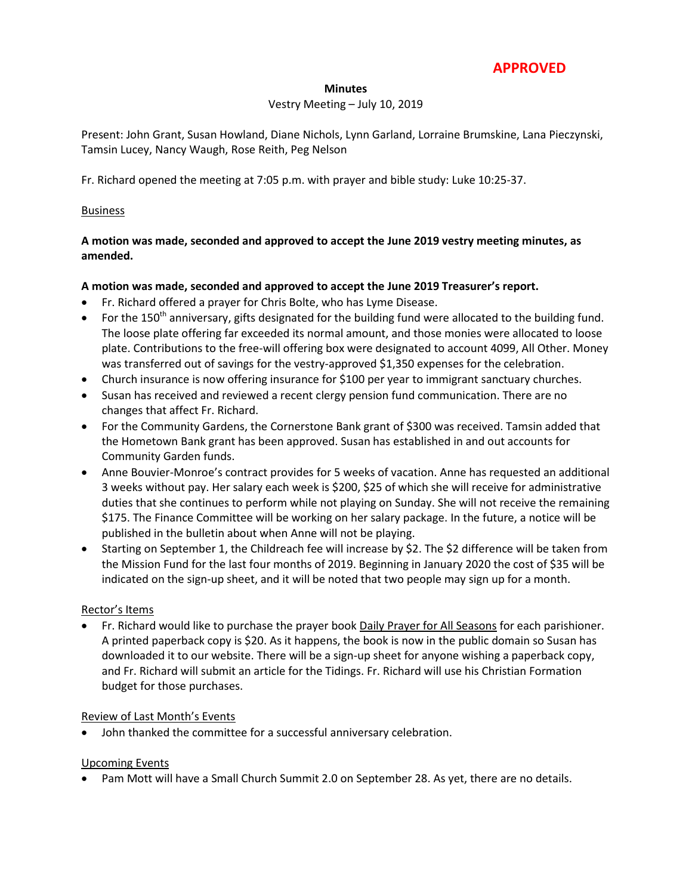**APPROVED**

**Minutes**

Vestry Meeting – July 10, 2019

Present: John Grant, Susan Howland, Diane Nichols, Lynn Garland, Lorraine Brumskine, Lana Pieczynski, Tamsin Lucey, Nancy Waugh, Rose Reith, Peg Nelson

Fr. Richard opened the meeting at 7:05 p.m. with prayer and bible study: Luke 10:25-37.

Business

**A motion was made, seconded and approved to accept the June 2019 vestry meeting minutes, as amended.**

**A motion was made, seconded and approved to accept the June 2019 Treasurer's report.**

- Fr. Richard offered a prayer for Chris Bolte, who has Lyme Disease.
- For the 150th anniversary, gifts designated for the building fund were allocated to the building fund. The loose plate offering far exceeded its normal amount, and those monies were allocated to loose plate. Contributions to the free-will offering box were designated to account 4099, All Other. Money was transferred out of savings for the vestry-approved $1,350 expenses for the celebration.
- Church insurance is now offering insurance for $100 per year to immigrant sanctuary churches.
- Susan has received and reviewed a recent clergy pension fund communication. There are no changes that affect Fr. Richard.
- For the Community Gardens, the Cornerstone Bank grant of $300 was received. Tamsin added that the Hometown Bank grant has been approved. Susan has established in and out accounts for Community Garden funds.
- Anne Bouvier-Monroe's contract provides for 5 weeks of vacation. Anne has requested an additional 3 weeks without pay. Her salary each week is $200, $25 of which she will receive for administrative duties that she continues to perform while not playing on Sunday. She will not receive the remaining $175. The Finance Committee will be working on her salary package. In the future, a notice will be published in the bulletin about when Anne will not be playing.
- Starting on September 1, the Childreach fee will increase by $2. The $2 difference will be taken from the Mission Fund for the last four months of 2019. Beginning in January 2020 the cost of $35 will be indicated on the sign-up sheet, and it will be noted that two people may sign up for a month.

Rector's Items

- Fr. Richard would like to purchase the prayer book Daily Prayer for All Seasons for each parishioner. A printed paperback copy is $20. As it happens, the book is now in the public domain so Susan has downloaded it to our website. There will be a sign-up sheet for anyone wishing a paperback copy, and Fr. Richard will submit an article for the Tidings. Fr. Richard will use his Christian Formation budget for those purchases.

Review of Last Month's Events

- John thanked the committee for a successful anniversary celebration.

Upcoming Events

- Pam Mott will have a Small Church Summit 2.0 on September 28. As yet, there are no details.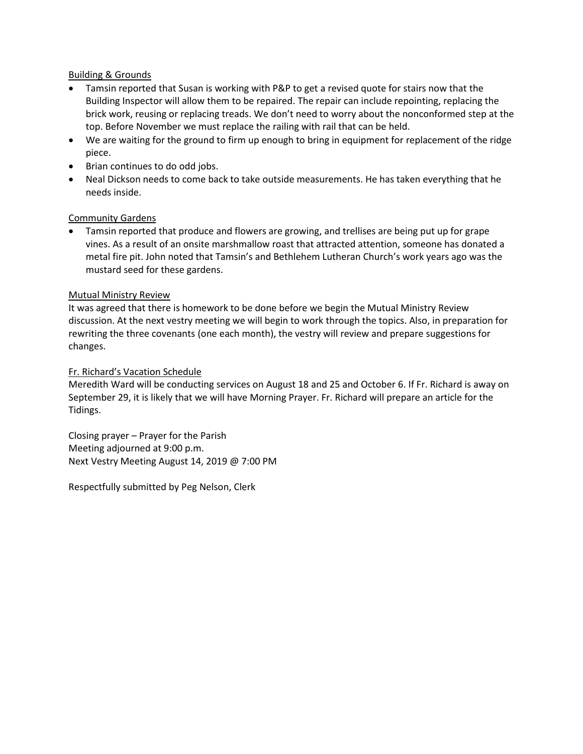<u>Building & Grounds</u>

- Tamsin reported that Susan is working with P&P to get a revised quote for stairs now that the Building Inspector will allow them to be repaired. The repair can include repointing, replacing the brick work, reusing or replacing treads. We don't need to worry about the nonconformed step at the top. Before November we must replace the railing with rail that can be held.
- We are waiting for the ground to firm up enough to bring in equipment for replacement of the ridge piece.
- Brian continues to do odd jobs.
- Neal Dickson needs to come back to take outside measurements. He has taken everything that he needs inside.

<u>Community Gardens</u>

- Tamsin reported that produce and flowers are growing, and trellises are being put up for grape vines. As a result of an onsite marshmallow roast that attracted attention, someone has donated a metal fire pit. John noted that Tamsin's and Bethlehem Lutheran Church's work years ago was the mustard seed for these gardens.

<u>Mutual Ministry Review</u>

It was agreed that there is homework to be done before we begin the Mutual Ministry Review discussion. At the next vestry meeting we will begin to work through the topics. Also, in preparation for rewriting the three covenants (one each month), the vestry will review and prepare suggestions for changes.

<u>Fr. Richard's Vacation Schedule</u>

Meredith Ward will be conducting services on August 18 and 25 and October 6. If Fr. Richard is away on September 29, it is likely that we will have Morning Prayer. Fr. Richard will prepare an article for the Tidings.

Closing prayer – Prayer for the Parish
Meeting adjourned at 9:00 p.m.
Next Vestry Meeting August 14, 2019 @ 7:00 PM

Respectfully submitted by Peg Nelson, Clerk